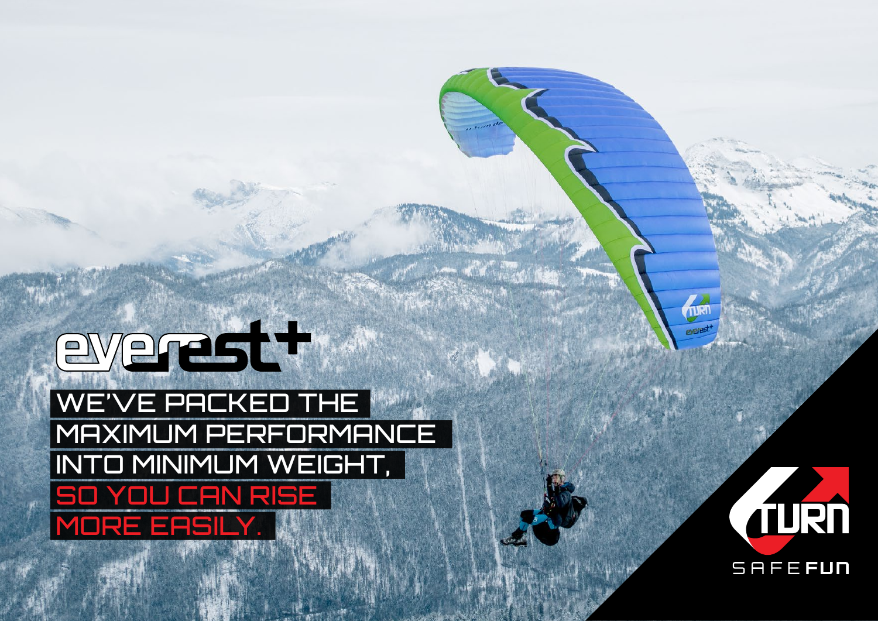# everest+

WE'VE PACKED THE MAXIMUM PERFORMANCE INTO MINIMUM WEIGHT, SO YOU CAN RISE MORE EASILY.

TURN

SAFE FUN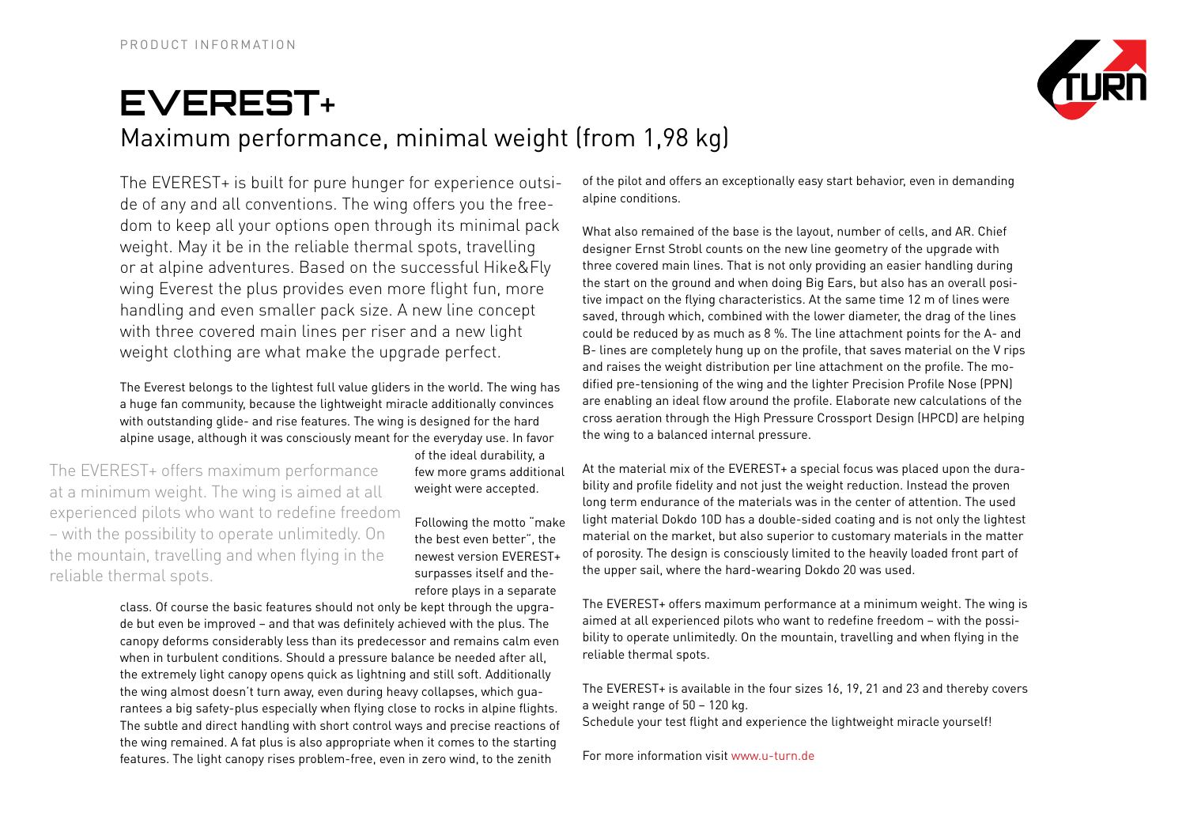PRODUCT INFORMATION

# EVEREST+

## Maximum performance, minimal weight (from 1,98 kg)

The EVEREST+ is built for pure hunger for experience outside of any and all conventions. The wing offers you the freedom to keep all your options open through its minimal pack weight. May it be in the reliable thermal spots, travelling or at alpine adventures. Based on the successful Hike&Fly wing Everest the plus provides even more flight fun, more handling and even smaller pack size. A new line concept with three covered main lines per riser and a new light weight clothing are what make the upgrade perfect.

The Everest belongs to the lightest full value gliders in the world. The wing has a huge fan community, because the lightweight miracle additionally convinces with outstanding glide- and rise features. The wing is designed for the hard alpine usage, although it was consciously meant for the everyday use. In favor of the ideal durability, a few more grams additional weight were accepted.

The EVEREST+ offers maximum performance at a minimum weight. The wing is aimed at all experienced pilots who want to redefine freedom – with the possibility to operate unlimitedly. On the mountain, travelling and when flying in the reliable thermal spots.

Following the motto "make the best even better", the newest version EVEREST+ surpasses itself and therefore plays in a separate class. Of course the basic features should not only be kept through the upgrade but even be improved – and that was definitely achieved with the plus. The canopy deforms considerably less than its predecessor and remains calm even when in turbulent conditions. Should a pressure balance be needed after all, the extremely light canopy opens quick as lightning and still soft. Additionally the wing almost doesn't turn away, even during heavy collapses, which guarantees a big safety-plus especially when flying close to rocks in alpine flights. The subtle and direct handling with short control ways and precise reactions of the wing remained. A fat plus is also appropriate when it comes to the starting features. The light canopy rises problem-free, even in zero wind, to the zenith of the pilot and offers an exceptionally easy start behavior, even in demanding alpine conditions.

What also remained of the base is the layout, number of cells, and AR. Chief designer Ernst Strobl counts on the new line geometry of the upgrade with three covered main lines. That is not only providing an easier handling during the start on the ground and when doing Big Ears, but also has an overall positive impact on the flying characteristics. At the same time 12 m of lines were saved, through which, combined with the lower diameter, the drag of the lines could be reduced by as much as 8 %. The line attachment points for the A- and B- lines are completely hung up on the profile, that saves material on the V rips and raises the weight distribution per line attachment on the profile. The modified pre-tensioning of the wing and the lighter Precision Profile Nose (PPN) are enabling an ideal flow around the profile. Elaborate new calculations of the cross aeration through the High Pressure Crossport Design (HPCD) are helping the wing to a balanced internal pressure.

At the material mix of the EVEREST+ a special focus was placed upon the durability and profile fidelity and not just the weight reduction. Instead the proven long term endurance of the materials was in the center of attention. The used light material Dokdo 10D has a double-sided coating and is not only the lightest material on the market, but also superior to customary materials in the matter of porosity. The design is consciously limited to the heavily loaded front part of the upper sail, where the hard-wearing Dokdo 20 was used.

The EVEREST+ offers maximum performance at a minimum weight. The wing is aimed at all experienced pilots who want to redefine freedom – with the possibility to operate unlimitedly. On the mountain, travelling and when flying in the reliable thermal spots.

The EVEREST+ is available in the four sizes 16, 19, 21 and 23 and thereby covers a weight range of 50 – 120 kg.
Schedule your test flight and experience the lightweight miracle yourself!

For more information visit www.u-turn.de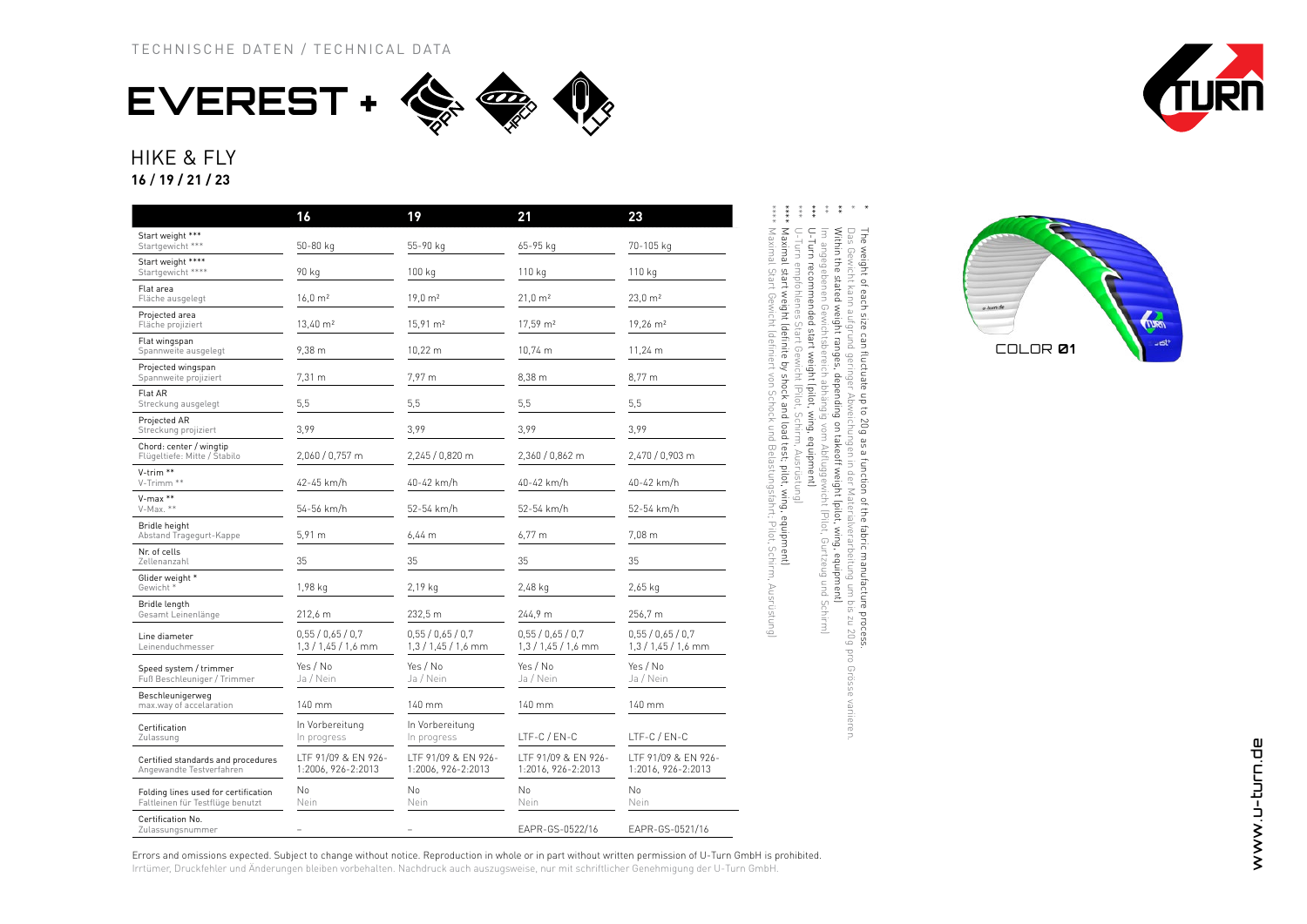TECHNISCHE DATEN / TECHNICAL DATA

# EVEREST +

## HIKE & FLY

**16 / 19 / 21 / 23**

| | 16 | 19 | 21 | 23 |
|---|---|---|---|---|
| Start weight *** / Startgewicht *** | 50-80 kg | 55-90 kg | 65-95 kg | 70-105 kg |
| Start weight **** / Startgewicht **** | 90 kg | 100 kg | 110 kg | 110 kg |
| Flat area / Fläche ausgelegt | 16,0 m² | 19,0 m² | 21,0 m² | 23,0 m² |
| Projected area / Fläche projiziert | 13,40 m² | 15,91 m² | 17,59 m² | 19,26 m² |
| Flat wingspan / Spannweite ausgelegt | 9,38 m | 10,22 m | 10,74 m | 11,24 m |
| Projected wingspan / Spannweite projiziert | 7,31 m | 7,97 m | 8,38 m | 8,77 m |
| Flat AR / Streckung ausgelegt | 5,5 | 5,5 | 5,5 | 5,5 |
| Projected AR / Streckung projiziert | 3,99 | 3,99 | 3,99 | 3,99 |
| Chord: center / wingtip / Flügeltiefe: Mitte / Stabilo | 2,060 / 0,757 m | 2,245 / 0,820 m | 2,360 / 0,862 m | 2,470 / 0,903 m |
| V-trim ** / V-Trimm ** | 42-45 km/h | 40-42 km/h | 40-42 km/h | 40-42 km/h |
| V-max ** / V-Max. ** | 54-56 km/h | 52-54 km/h | 52-54 km/h | 52-54 km/h |
| Bridle height / Abstand Tragegurt-Kappe | 5,91 m | 6,44 m | 6,77 m | 7,08 m |
| Nr. of cells / Zellenanzahl | 35 | 35 | 35 | 35 |
| Glider weight * / Gewicht * | 1,98 kg | 2,19 kg | 2,48 kg | 2,65 kg |
| Bridle length / Gesamt Leinenlänge | 212,6 m | 232,5 m | 244,9 m | 256,7 m |
| Line diameter / Leinenduchmesser | 0,55 / 0,65 / 0,7 1,3 / 1,45 / 1,6 mm | 0,55 / 0,65 / 0,7 1,3 / 1,45 / 1,6 mm | 0,55 / 0,65 / 0,7 1,3 / 1,45 / 1,6 mm | 0,55 / 0,65 / 0,7 1,3 / 1,45 / 1,6 mm |
| Speed system / trimmer / Fuß Beschleuniger / Trimmer | Yes / No Ja / Nein | Yes / No Ja / Nein | Yes / No Ja / Nein | Yes / No Ja / Nein |
| Beschleunigerweg / max.way of accelaration | 140 mm | 140 mm | 140 mm | 140 mm |
| Certification / Zulassung | In Vorbereitung In progress | In Vorbereitung In progress | LTF-C / EN-C | LTF-C / EN-C |
| Certified standards and procedures / Angewandte Testverfahren | LTF 91/09 & EN 926-1:2006, 926-2:2013 | LTF 91/09 & EN 926-1:2006, 926-2:2013 | LTF 91/09 & EN 926-1:2016, 926-2:2013 | LTF 91/09 & EN 926-1:2016, 926-2:2013 |
| Folding lines used for certification / Faltleinen für Testflüge benutzt | No Nein | No Nein | No Nein | No Nein |
| Certification No. / Zulassungsnummer | – | – | EAPR-GS-0522/16 | EAPR-GS-0521/16 |

\* The weight of each size can fluctuate up to 20g as a function of the fabric manufacture process.
\* Das Gewicht kann aufgrund geringer Abweichungen in der Materialverarbeitung um bis zu 20g pro Grösse variieren.
\** Within the stated weight ranges, depending on takeoff weight (pilot, wing, equipment)
\** Im angegebenen Gewichtsbereich abhängig vom Abfluggewicht (Pilot, Gurtzeug und Schirm)
\*** U-Turn recommended start weight (pilot, wing, equipment)
\*** U-Turn empfohlenes Start Gewicht (Pilot, Schirm, Ausrüstung)
\**** Maximal start weight (definite by shock and load test: pilot, wing, equipment)
\**** Maximal Start Gewicht (definiert von Schock und Belastungsfahrt: Pilot, Schirm, Ausrüstung)

COLOR 01

Errors and omissions expected. Subject to change without notice. Reproduction in whole or in part without written permission of U-Turn GmbH is prohibited.
Irrtümer, Druckfehler und Änderungen bleiben vorbehalten. Nachdruck auch auszugsweise, nur mit schriftlicher Genehmigung der U-Turn GmbH.

www.u-turn.de